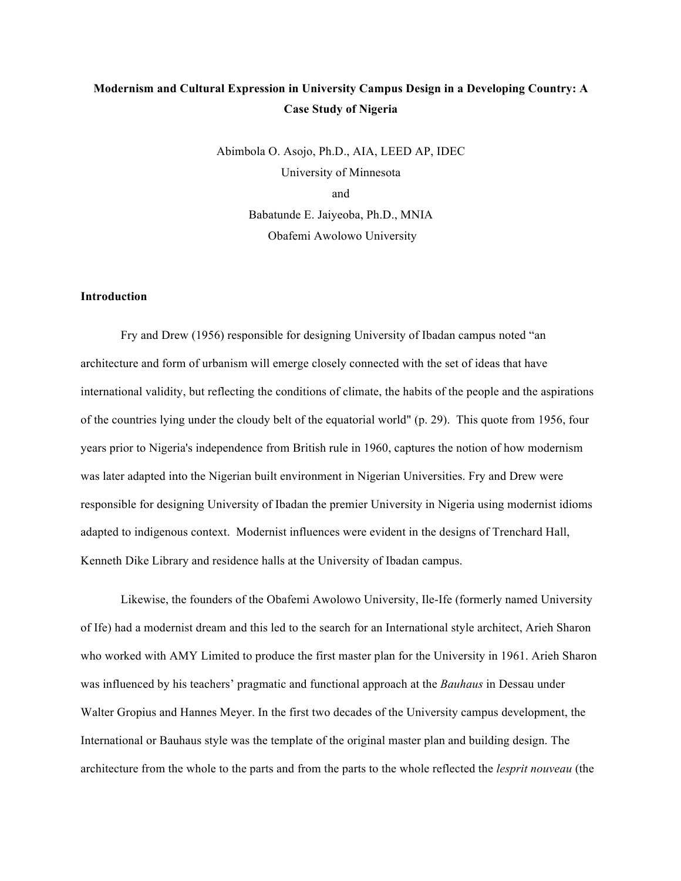**Modernism and Cultural Expression in University Campus Design in a Developing Country: A Case Study of Nigeria**

Abimbola O. Asojo, Ph.D., AIA, LEED AP, IDEC
University of Minnesota
and
Babatunde E. Jaiyeoba, Ph.D., MNIA
Obafemi Awolowo University

## Introduction

Fry and Drew (1956) responsible for designing University of Ibadan campus noted "an architecture and form of urbanism will emerge closely connected with the set of ideas that have international validity, but reflecting the conditions of climate, the habits of the people and the aspirations of the countries lying under the cloudy belt of the equatorial world" (p. 29). This quote from 1956, four years prior to Nigeria's independence from British rule in 1960, captures the notion of how modernism was later adapted into the Nigerian built environment in Nigerian Universities. Fry and Drew were responsible for designing University of Ibadan the premier University in Nigeria using modernist idioms adapted to indigenous context. Modernist influences were evident in the designs of Trenchard Hall, Kenneth Dike Library and residence halls at the University of Ibadan campus.

Likewise, the founders of the Obafemi Awolowo University, Ile-Ife (formerly named University of Ife) had a modernist dream and this led to the search for an International style architect, Arieh Sharon who worked with AMY Limited to produce the first master plan for the University in 1961. Arieh Sharon was influenced by his teachers' pragmatic and functional approach at the *Bauhaus* in Dessau under Walter Gropius and Hannes Meyer. In the first two decades of the University campus development, the International or Bauhaus style was the template of the original master plan and building design. The architecture from the whole to the parts and from the parts to the whole reflected the *lesprit nouveau* (the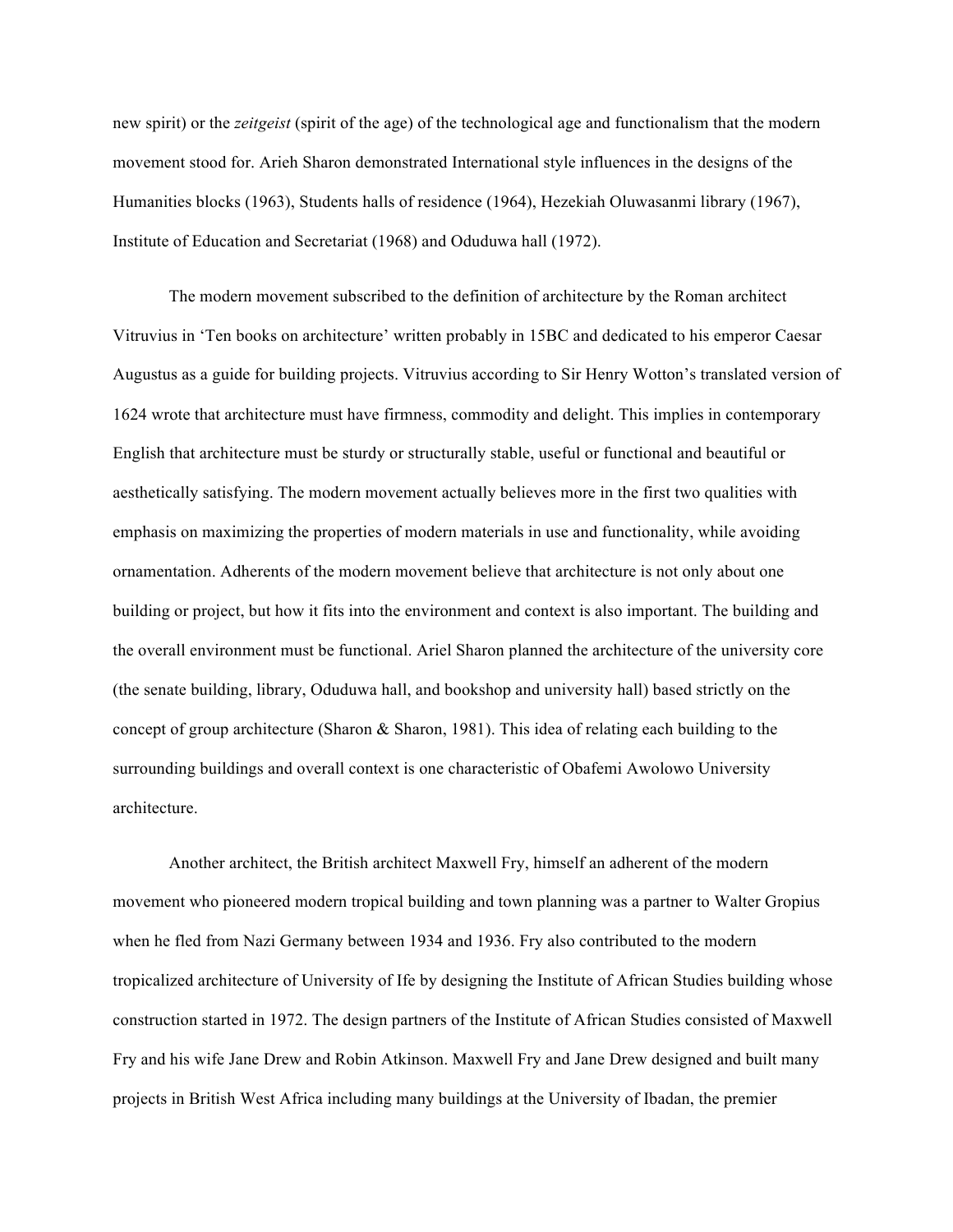new spirit) or the *zeitgeist* (spirit of the age) of the technological age and functionalism that the modern movement stood for. Arieh Sharon demonstrated International style influences in the designs of the Humanities blocks (1963), Students halls of residence (1964), Hezekiah Oluwasanmi library (1967), Institute of Education and Secretariat (1968) and Oduduwa hall (1972).

The modern movement subscribed to the definition of architecture by the Roman architect Vitruvius in 'Ten books on architecture' written probably in 15BC and dedicated to his emperor Caesar Augustus as a guide for building projects. Vitruvius according to Sir Henry Wotton's translated version of 1624 wrote that architecture must have firmness, commodity and delight. This implies in contemporary English that architecture must be sturdy or structurally stable, useful or functional and beautiful or aesthetically satisfying. The modern movement actually believes more in the first two qualities with emphasis on maximizing the properties of modern materials in use and functionality, while avoiding ornamentation. Adherents of the modern movement believe that architecture is not only about one building or project, but how it fits into the environment and context is also important. The building and the overall environment must be functional. Ariel Sharon planned the architecture of the university core (the senate building, library, Oduduwa hall, and bookshop and university hall) based strictly on the concept of group architecture (Sharon & Sharon, 1981). This idea of relating each building to the surrounding buildings and overall context is one characteristic of Obafemi Awolowo University architecture.

Another architect, the British architect Maxwell Fry, himself an adherent of the modern movement who pioneered modern tropical building and town planning was a partner to Walter Gropius when he fled from Nazi Germany between 1934 and 1936. Fry also contributed to the modern tropicalized architecture of University of Ife by designing the Institute of African Studies building whose construction started in 1972. The design partners of the Institute of African Studies consisted of Maxwell Fry and his wife Jane Drew and Robin Atkinson. Maxwell Fry and Jane Drew designed and built many projects in British West Africa including many buildings at the University of Ibadan, the premier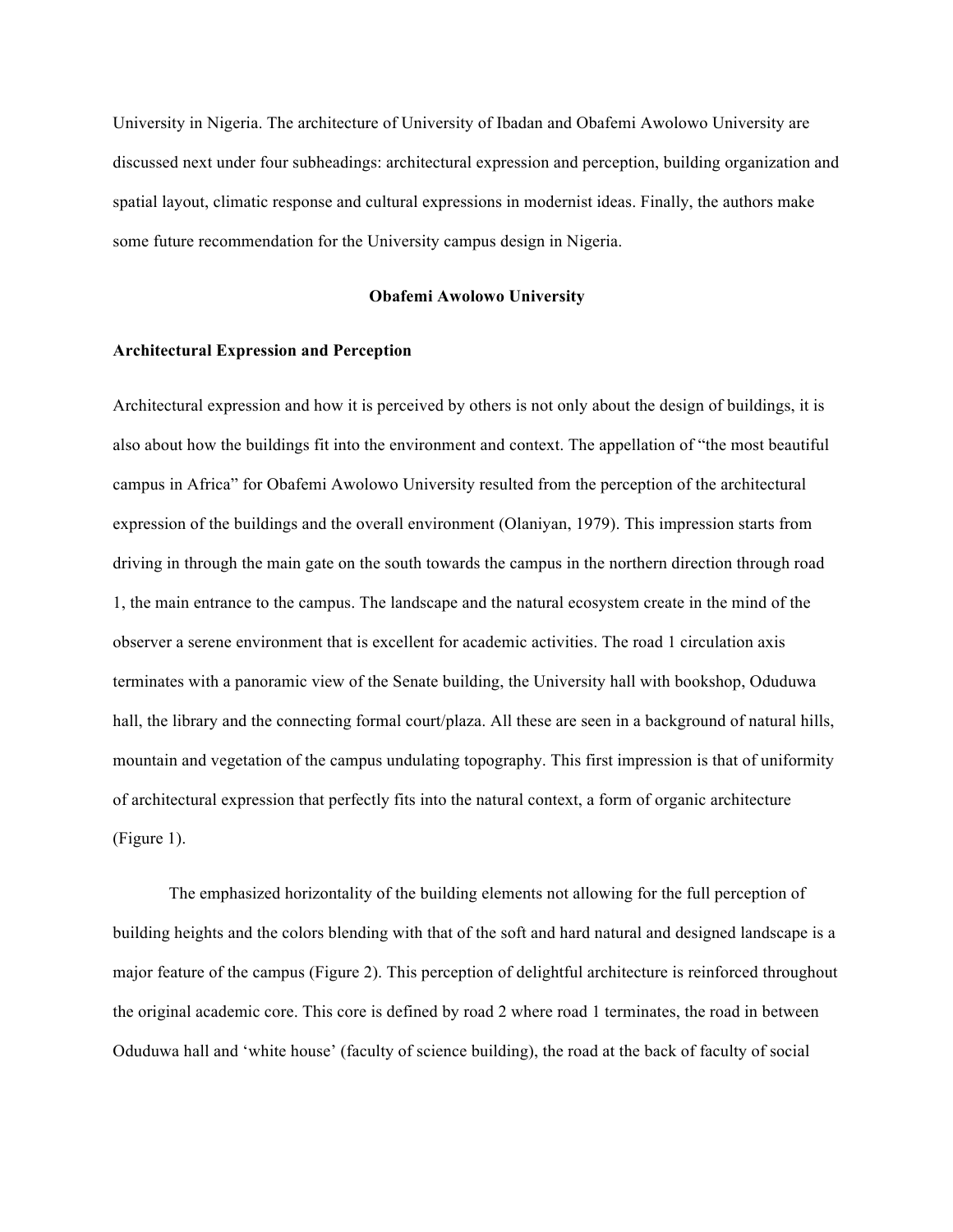University in Nigeria. The architecture of University of Ibadan and Obafemi Awolowo University are discussed next under four subheadings: architectural expression and perception, building organization and spatial layout, climatic response and cultural expressions in modernist ideas. Finally, the authors make some future recommendation for the University campus design in Nigeria.

## Obafemi Awolowo University

### Architectural Expression and Perception

Architectural expression and how it is perceived by others is not only about the design of buildings, it is also about how the buildings fit into the environment and context. The appellation of "the most beautiful campus in Africa" for Obafemi Awolowo University resulted from the perception of the architectural expression of the buildings and the overall environment (Olaniyan, 1979). This impression starts from driving in through the main gate on the south towards the campus in the northern direction through road 1, the main entrance to the campus. The landscape and the natural ecosystem create in the mind of the observer a serene environment that is excellent for academic activities. The road 1 circulation axis terminates with a panoramic view of the Senate building, the University hall with bookshop, Oduduwa hall, the library and the connecting formal court/plaza. All these are seen in a background of natural hills, mountain and vegetation of the campus undulating topography. This first impression is that of uniformity of architectural expression that perfectly fits into the natural context, a form of organic architecture (Figure 1).

The emphasized horizontality of the building elements not allowing for the full perception of building heights and the colors blending with that of the soft and hard natural and designed landscape is a major feature of the campus (Figure 2). This perception of delightful architecture is reinforced throughout the original academic core. This core is defined by road 2 where road 1 terminates, the road in between Oduduwa hall and 'white house' (faculty of science building), the road at the back of faculty of social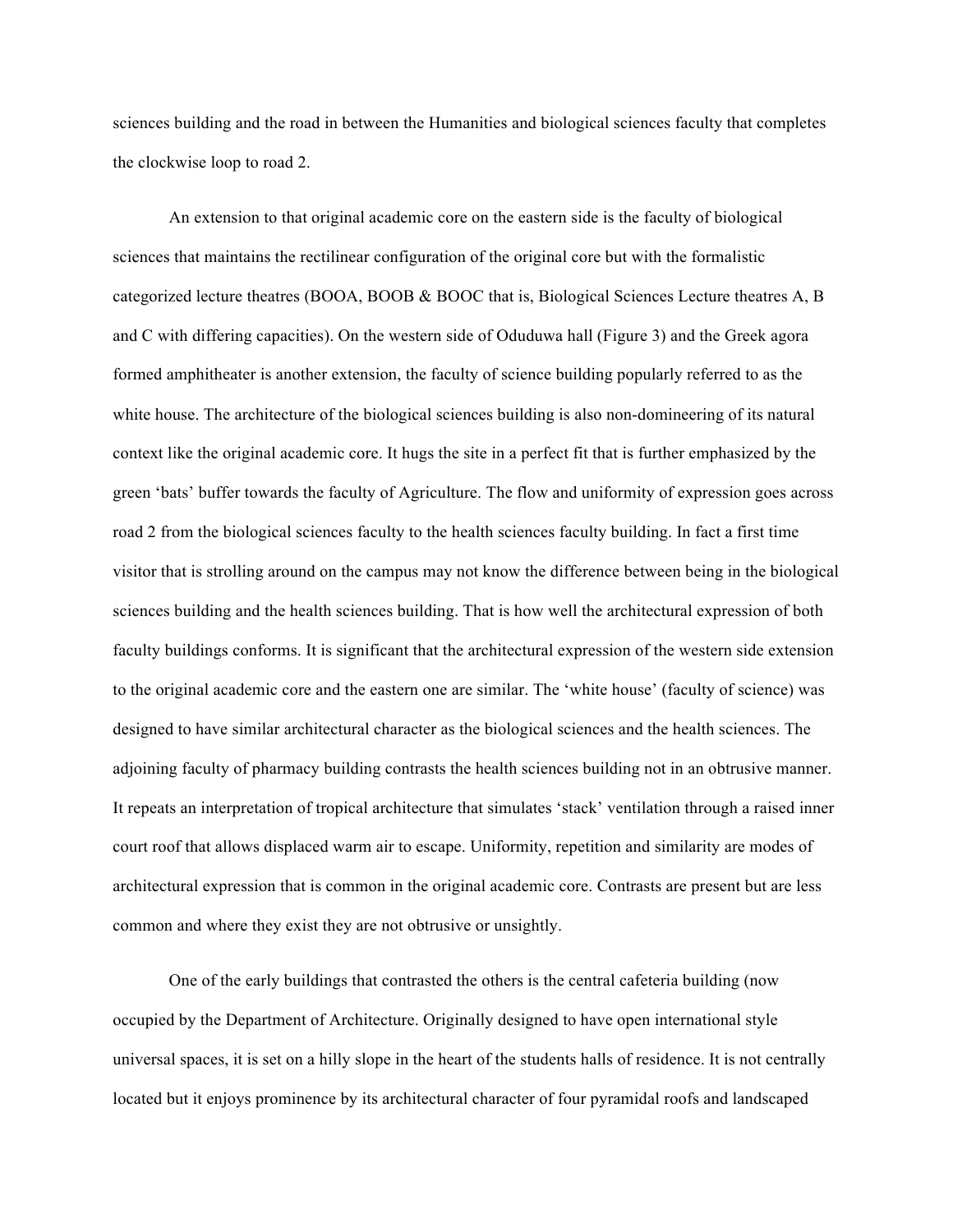sciences building and the road in between the Humanities and biological sciences faculty that completes the clockwise loop to road 2.

An extension to that original academic core on the eastern side is the faculty of biological sciences that maintains the rectilinear configuration of the original core but with the formalistic categorized lecture theatres (BOOA, BOOB & BOOC that is, Biological Sciences Lecture theatres A, B and C with differing capacities). On the western side of Oduduwa hall (Figure 3) and the Greek agora formed amphitheater is another extension, the faculty of science building popularly referred to as the white house. The architecture of the biological sciences building is also non-domineering of its natural context like the original academic core. It hugs the site in a perfect fit that is further emphasized by the green 'bats' buffer towards the faculty of Agriculture. The flow and uniformity of expression goes across road 2 from the biological sciences faculty to the health sciences faculty building. In fact a first time visitor that is strolling around on the campus may not know the difference between being in the biological sciences building and the health sciences building. That is how well the architectural expression of both faculty buildings conforms. It is significant that the architectural expression of the western side extension to the original academic core and the eastern one are similar. The 'white house' (faculty of science) was designed to have similar architectural character as the biological sciences and the health sciences. The adjoining faculty of pharmacy building contrasts the health sciences building not in an obtrusive manner. It repeats an interpretation of tropical architecture that simulates 'stack' ventilation through a raised inner court roof that allows displaced warm air to escape. Uniformity, repetition and similarity are modes of architectural expression that is common in the original academic core. Contrasts are present but are less common and where they exist they are not obtrusive or unsightly.

One of the early buildings that contrasted the others is the central cafeteria building (now occupied by the Department of Architecture. Originally designed to have open international style universal spaces, it is set on a hilly slope in the heart of the students halls of residence. It is not centrally located but it enjoys prominence by its architectural character of four pyramidal roofs and landscaped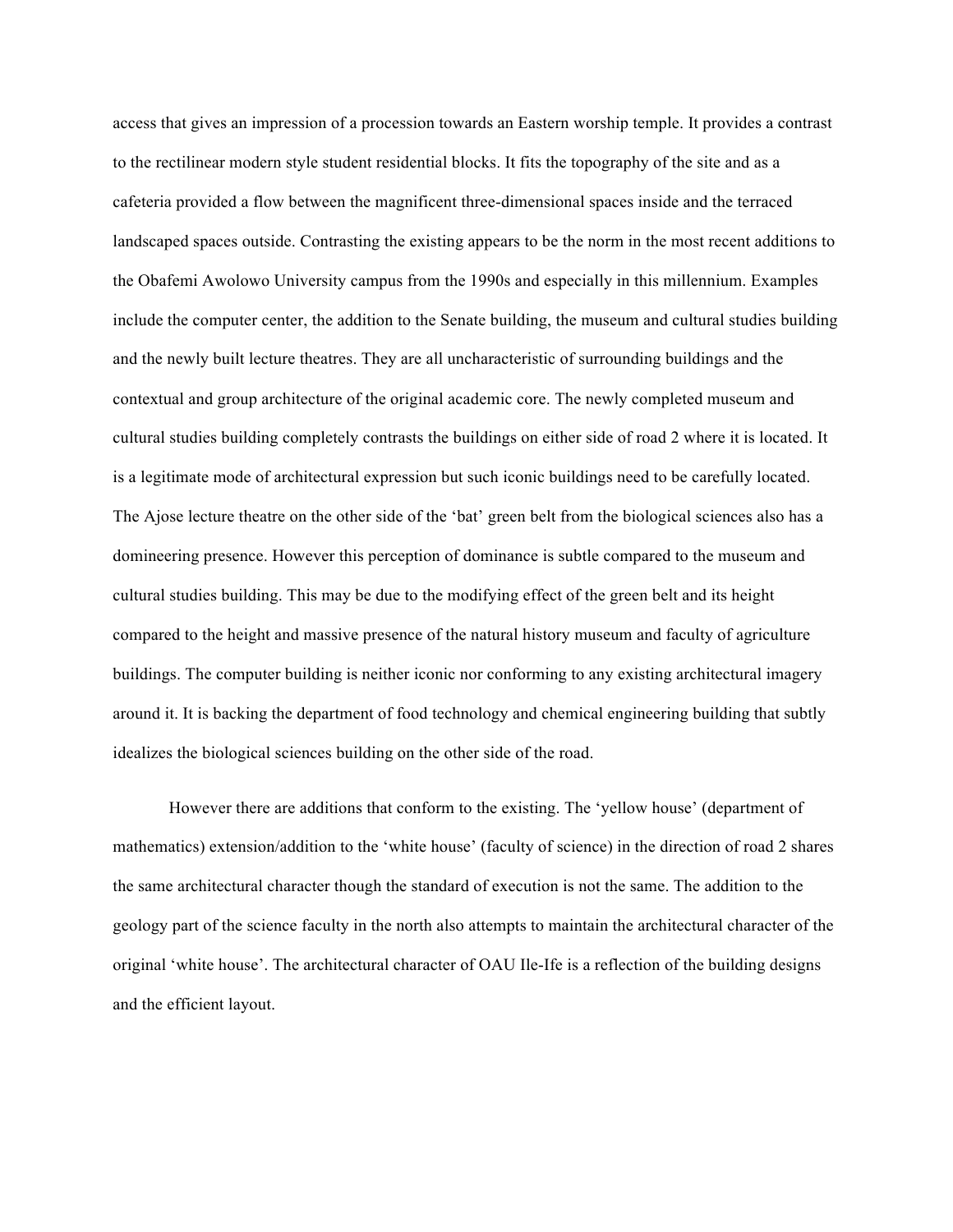access that gives an impression of a procession towards an Eastern worship temple. It provides a contrast to the rectilinear modern style student residential blocks. It fits the topography of the site and as a cafeteria provided a flow between the magnificent three-dimensional spaces inside and the terraced landscaped spaces outside. Contrasting the existing appears to be the norm in the most recent additions to the Obafemi Awolowo University campus from the 1990s and especially in this millennium. Examples include the computer center, the addition to the Senate building, the museum and cultural studies building and the newly built lecture theatres. They are all uncharacteristic of surrounding buildings and the contextual and group architecture of the original academic core. The newly completed museum and cultural studies building completely contrasts the buildings on either side of road 2 where it is located. It is a legitimate mode of architectural expression but such iconic buildings need to be carefully located. The Ajose lecture theatre on the other side of the 'bat' green belt from the biological sciences also has a domineering presence. However this perception of dominance is subtle compared to the museum and cultural studies building. This may be due to the modifying effect of the green belt and its height compared to the height and massive presence of the natural history museum and faculty of agriculture buildings. The computer building is neither iconic nor conforming to any existing architectural imagery around it. It is backing the department of food technology and chemical engineering building that subtly idealizes the biological sciences building on the other side of the road.

However there are additions that conform to the existing. The 'yellow house' (department of mathematics) extension/addition to the 'white house' (faculty of science) in the direction of road 2 shares the same architectural character though the standard of execution is not the same. The addition to the geology part of the science faculty in the north also attempts to maintain the architectural character of the original 'white house'. The architectural character of OAU Ile-Ife is a reflection of the building designs and the efficient layout.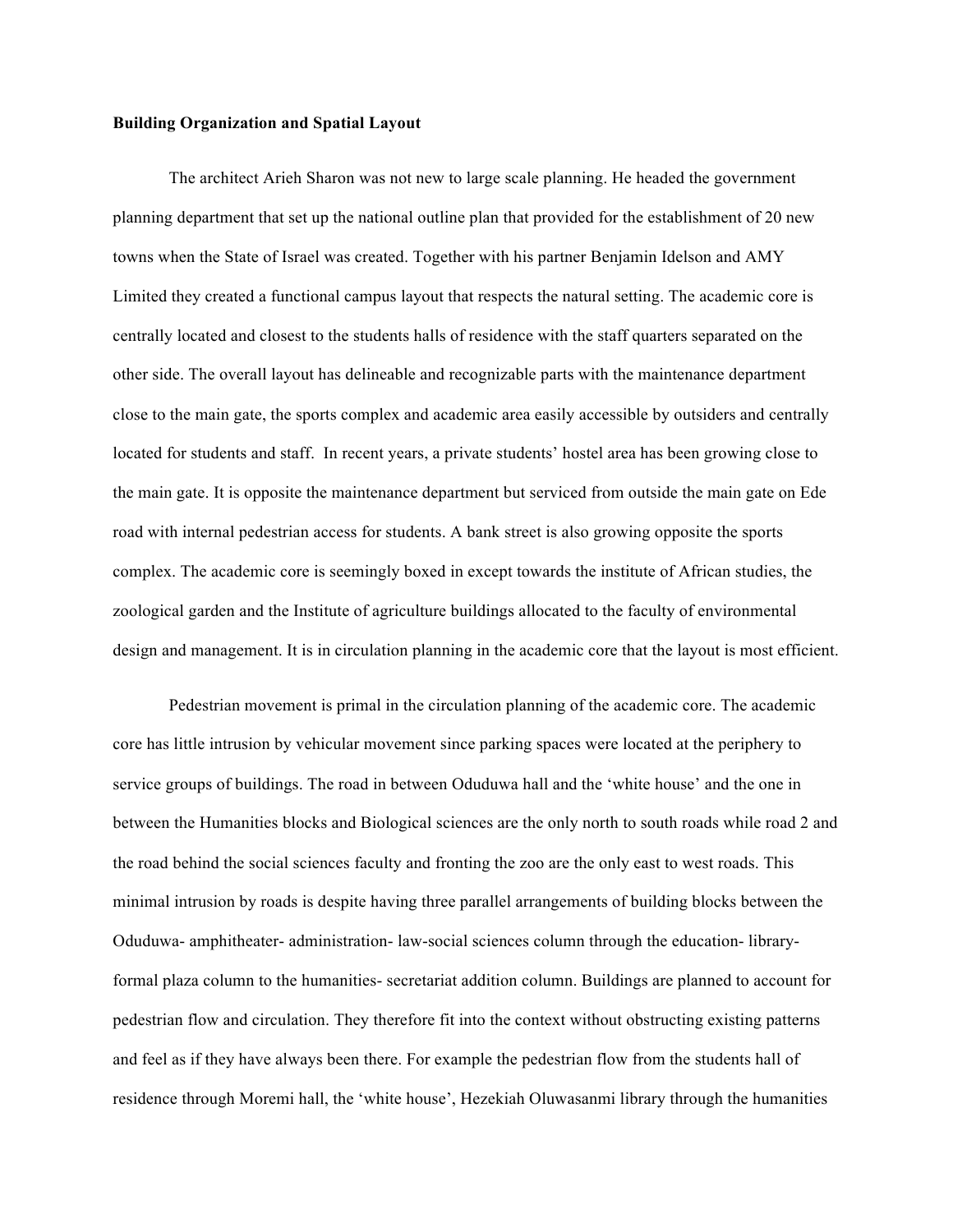**Building Organization and Spatial Layout**

The architect Arieh Sharon was not new to large scale planning. He headed the government planning department that set up the national outline plan that provided for the establishment of 20 new towns when the State of Israel was created. Together with his partner Benjamin Idelson and AMY Limited they created a functional campus layout that respects the natural setting. The academic core is centrally located and closest to the students halls of residence with the staff quarters separated on the other side. The overall layout has delineable and recognizable parts with the maintenance department close to the main gate, the sports complex and academic area easily accessible by outsiders and centrally located for students and staff. In recent years, a private students' hostel area has been growing close to the main gate. It is opposite the maintenance department but serviced from outside the main gate on Ede road with internal pedestrian access for students. A bank street is also growing opposite the sports complex. The academic core is seemingly boxed in except towards the institute of African studies, the zoological garden and the Institute of agriculture buildings allocated to the faculty of environmental design and management. It is in circulation planning in the academic core that the layout is most efficient.

Pedestrian movement is primal in the circulation planning of the academic core. The academic core has little intrusion by vehicular movement since parking spaces were located at the periphery to service groups of buildings. The road in between Oduduwa hall and the 'white house' and the one in between the Humanities blocks and Biological sciences are the only north to south roads while road 2 and the road behind the social sciences faculty and fronting the zoo are the only east to west roads. This minimal intrusion by roads is despite having three parallel arrangements of building blocks between the Oduduwa- amphitheater- administration- law-social sciences column through the education- library- formal plaza column to the humanities- secretariat addition column. Buildings are planned to account for pedestrian flow and circulation. They therefore fit into the context without obstructing existing patterns and feel as if they have always been there. For example the pedestrian flow from the students hall of residence through Moremi hall, the 'white house', Hezekiah Oluwasanmi library through the humanities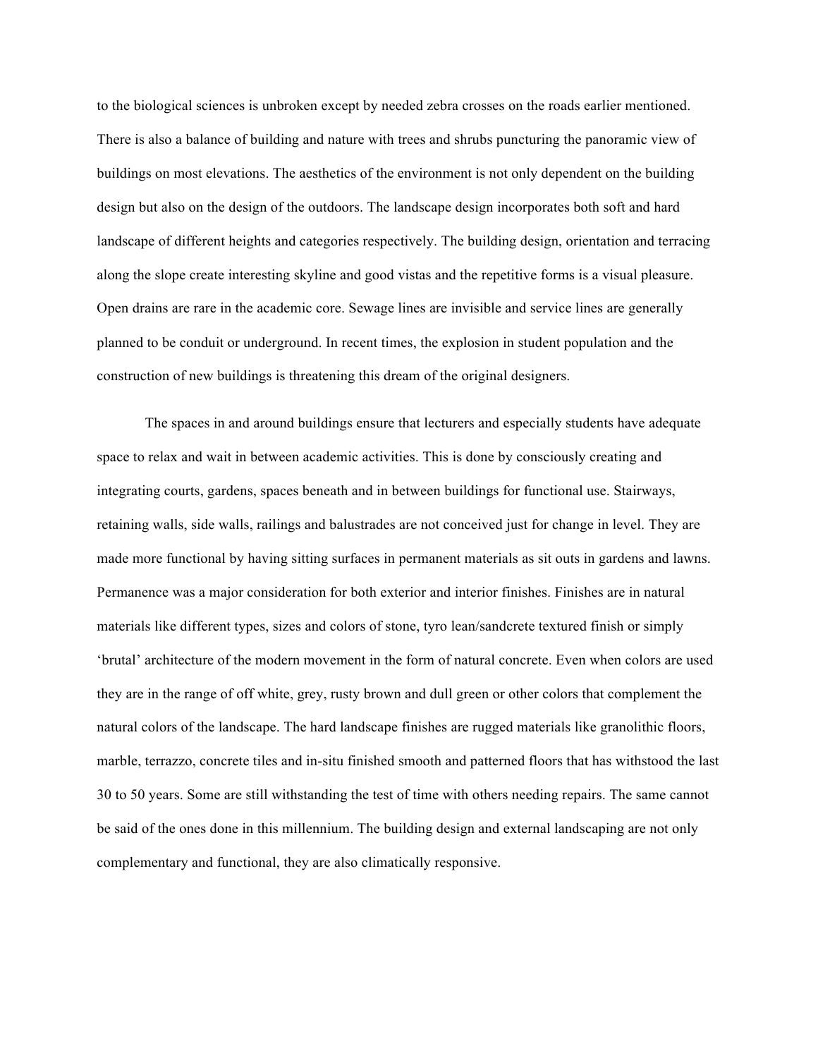to the biological sciences is unbroken except by needed zebra crosses on the roads earlier mentioned. There is also a balance of building and nature with trees and shrubs puncturing the panoramic view of buildings on most elevations. The aesthetics of the environment is not only dependent on the building design but also on the design of the outdoors. The landscape design incorporates both soft and hard landscape of different heights and categories respectively. The building design, orientation and terracing along the slope create interesting skyline and good vistas and the repetitive forms is a visual pleasure. Open drains are rare in the academic core. Sewage lines are invisible and service lines are generally planned to be conduit or underground. In recent times, the explosion in student population and the construction of new buildings is threatening this dream of the original designers.

The spaces in and around buildings ensure that lecturers and especially students have adequate space to relax and wait in between academic activities. This is done by consciously creating and integrating courts, gardens, spaces beneath and in between buildings for functional use. Stairways, retaining walls, side walls, railings and balustrades are not conceived just for change in level. They are made more functional by having sitting surfaces in permanent materials as sit outs in gardens and lawns. Permanence was a major consideration for both exterior and interior finishes. Finishes are in natural materials like different types, sizes and colors of stone, tyro lean/sandcrete textured finish or simply 'brutal' architecture of the modern movement in the form of natural concrete. Even when colors are used they are in the range of off white, grey, rusty brown and dull green or other colors that complement the natural colors of the landscape. The hard landscape finishes are rugged materials like granolithic floors, marble, terrazzo, concrete tiles and in-situ finished smooth and patterned floors that has withstood the last 30 to 50 years. Some are still withstanding the test of time with others needing repairs. The same cannot be said of the ones done in this millennium. The building design and external landscaping are not only complementary and functional, they are also climatically responsive.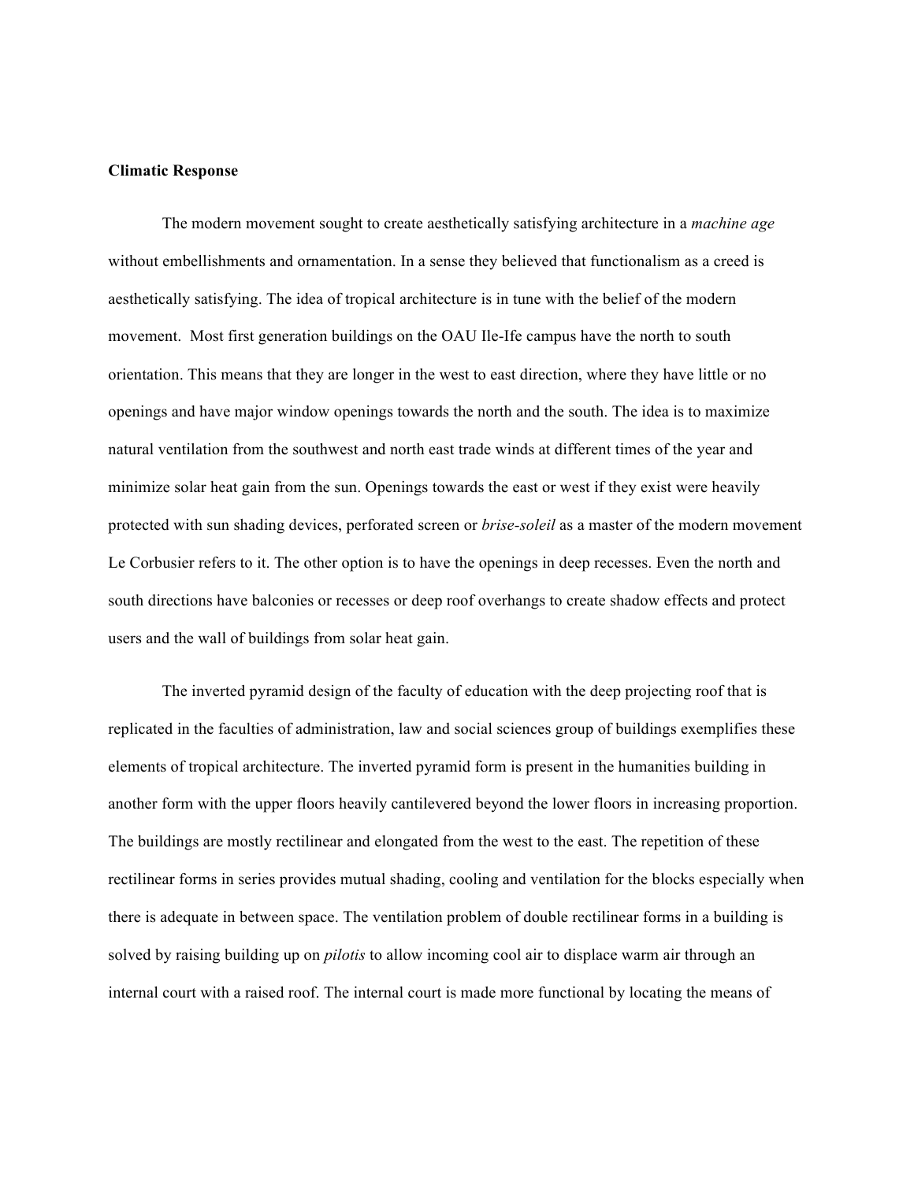**Climatic Response**

The modern movement sought to create aesthetically satisfying architecture in a *machine age* without embellishments and ornamentation. In a sense they believed that functionalism as a creed is aesthetically satisfying. The idea of tropical architecture is in tune with the belief of the modern movement. Most first generation buildings on the OAU Ile-Ife campus have the north to south orientation. This means that they are longer in the west to east direction, where they have little or no openings and have major window openings towards the north and the south. The idea is to maximize natural ventilation from the southwest and north east trade winds at different times of the year and minimize solar heat gain from the sun. Openings towards the east or west if they exist were heavily protected with sun shading devices, perforated screen or *brise-soleil* as a master of the modern movement Le Corbusier refers to it. The other option is to have the openings in deep recesses. Even the north and south directions have balconies or recesses or deep roof overhangs to create shadow effects and protect users and the wall of buildings from solar heat gain.

The inverted pyramid design of the faculty of education with the deep projecting roof that is replicated in the faculties of administration, law and social sciences group of buildings exemplifies these elements of tropical architecture. The inverted pyramid form is present in the humanities building in another form with the upper floors heavily cantilevered beyond the lower floors in increasing proportion. The buildings are mostly rectilinear and elongated from the west to the east. The repetition of these rectilinear forms in series provides mutual shading, cooling and ventilation for the blocks especially when there is adequate in between space. The ventilation problem of double rectilinear forms in a building is solved by raising building up on *pilotis* to allow incoming cool air to displace warm air through an internal court with a raised roof. The internal court is made more functional by locating the means of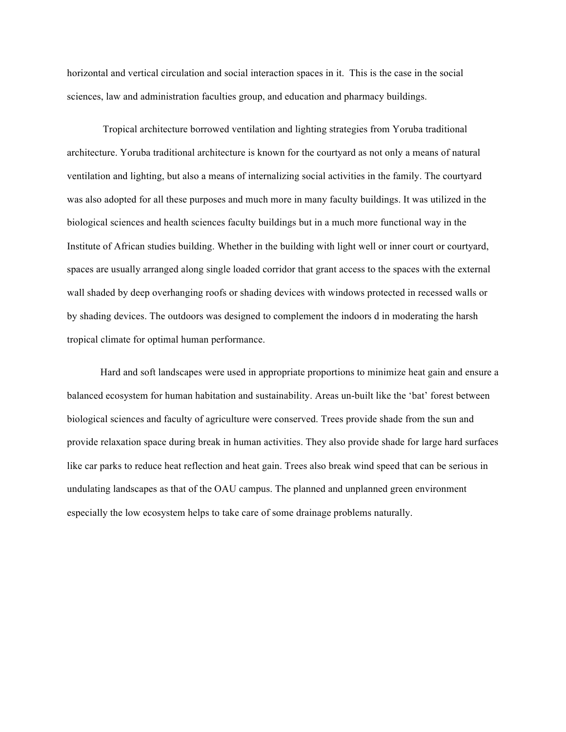horizontal and vertical circulation and social interaction spaces in it. This is the case in the social sciences, law and administration faculties group, and education and pharmacy buildings.

Tropical architecture borrowed ventilation and lighting strategies from Yoruba traditional architecture. Yoruba traditional architecture is known for the courtyard as not only a means of natural ventilation and lighting, but also a means of internalizing social activities in the family. The courtyard was also adopted for all these purposes and much more in many faculty buildings. It was utilized in the biological sciences and health sciences faculty buildings but in a much more functional way in the Institute of African studies building. Whether in the building with light well or inner court or courtyard, spaces are usually arranged along single loaded corridor that grant access to the spaces with the external wall shaded by deep overhanging roofs or shading devices with windows protected in recessed walls or by shading devices. The outdoors was designed to complement the indoors d in moderating the harsh tropical climate for optimal human performance.

Hard and soft landscapes were used in appropriate proportions to minimize heat gain and ensure a balanced ecosystem for human habitation and sustainability. Areas un-built like the 'bat' forest between biological sciences and faculty of agriculture were conserved. Trees provide shade from the sun and provide relaxation space during break in human activities. They also provide shade for large hard surfaces like car parks to reduce heat reflection and heat gain. Trees also break wind speed that can be serious in undulating landscapes as that of the OAU campus. The planned and unplanned green environment especially the low ecosystem helps to take care of some drainage problems naturally.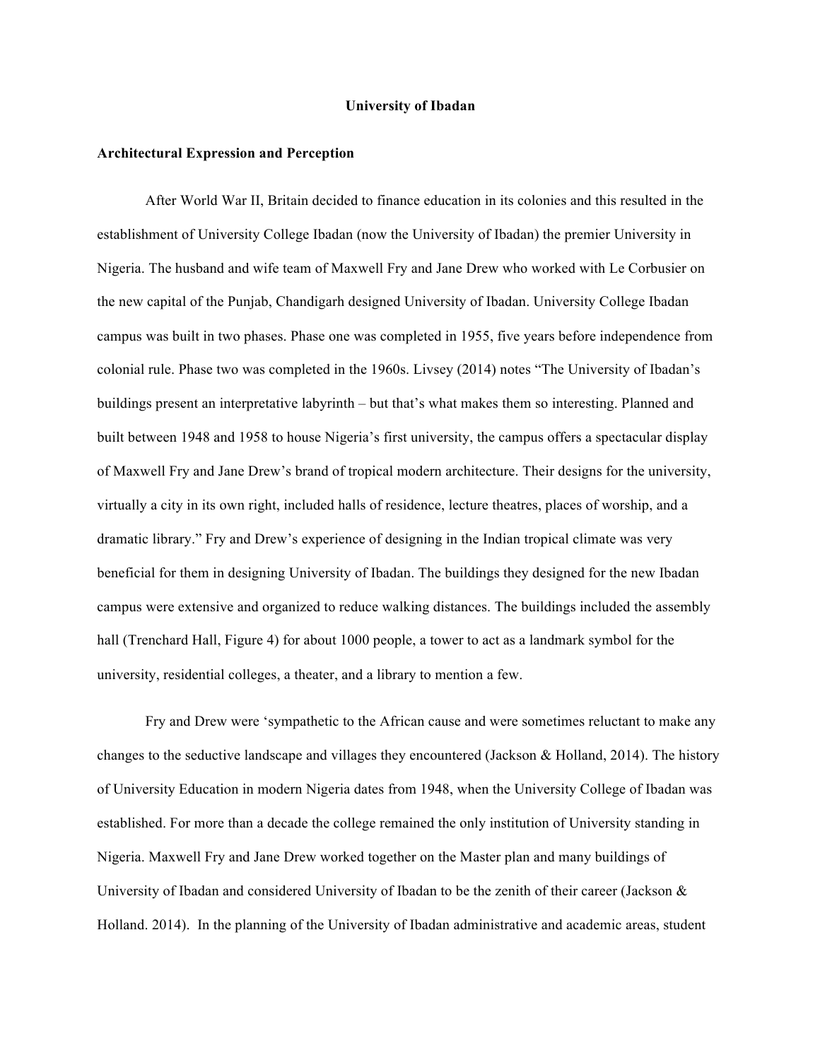**University of Ibadan**

**Architectural Expression and Perception**

After World War II, Britain decided to finance education in its colonies and this resulted in the establishment of University College Ibadan (now the University of Ibadan) the premier University in Nigeria. The husband and wife team of Maxwell Fry and Jane Drew who worked with Le Corbusier on the new capital of the Punjab, Chandigarh designed University of Ibadan. University College Ibadan campus was built in two phases. Phase one was completed in 1955, five years before independence from colonial rule. Phase two was completed in the 1960s. Livsey (2014) notes "The University of Ibadan's buildings present an interpretative labyrinth – but that's what makes them so interesting. Planned and built between 1948 and 1958 to house Nigeria's first university, the campus offers a spectacular display of Maxwell Fry and Jane Drew's brand of tropical modern architecture. Their designs for the university, virtually a city in its own right, included halls of residence, lecture theatres, places of worship, and a dramatic library." Fry and Drew's experience of designing in the Indian tropical climate was very beneficial for them in designing University of Ibadan. The buildings they designed for the new Ibadan campus were extensive and organized to reduce walking distances. The buildings included the assembly hall (Trenchard Hall, Figure 4) for about 1000 people, a tower to act as a landmark symbol for the university, residential colleges, a theater, and a library to mention a few.

Fry and Drew were 'sympathetic to the African cause and were sometimes reluctant to make any changes to the seductive landscape and villages they encountered (Jackson & Holland, 2014). The history of University Education in modern Nigeria dates from 1948, when the University College of Ibadan was established. For more than a decade the college remained the only institution of University standing in Nigeria. Maxwell Fry and Jane Drew worked together on the Master plan and many buildings of University of Ibadan and considered University of Ibadan to be the zenith of their career (Jackson & Holland. 2014). In the planning of the University of Ibadan administrative and academic areas, student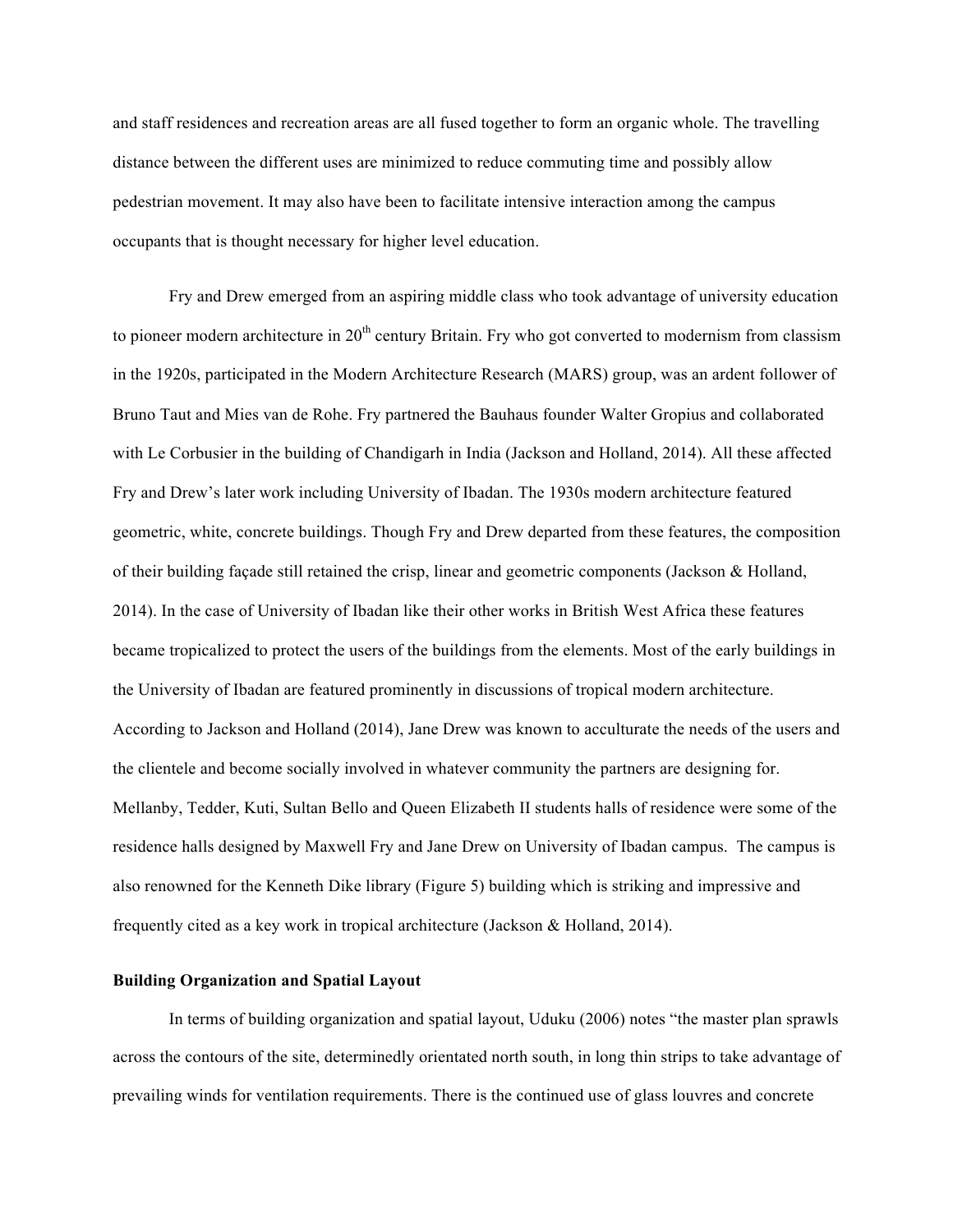and staff residences and recreation areas are all fused together to form an organic whole. The travelling distance between the different uses are minimized to reduce commuting time and possibly allow pedestrian movement. It may also have been to facilitate intensive interaction among the campus occupants that is thought necessary for higher level education.

Fry and Drew emerged from an aspiring middle class who took advantage of university education to pioneer modern architecture in 20th century Britain. Fry who got converted to modernism from classism in the 1920s, participated in the Modern Architecture Research (MARS) group, was an ardent follower of Bruno Taut and Mies van de Rohe. Fry partnered the Bauhaus founder Walter Gropius and collaborated with Le Corbusier in the building of Chandigarh in India (Jackson and Holland, 2014). All these affected Fry and Drew's later work including University of Ibadan. The 1930s modern architecture featured geometric, white, concrete buildings. Though Fry and Drew departed from these features, the composition of their building façade still retained the crisp, linear and geometric components (Jackson & Holland, 2014). In the case of University of Ibadan like their other works in British West Africa these features became tropicalized to protect the users of the buildings from the elements. Most of the early buildings in the University of Ibadan are featured prominently in discussions of tropical modern architecture. According to Jackson and Holland (2014), Jane Drew was known to acculturate the needs of the users and the clientele and become socially involved in whatever community the partners are designing for. Mellanby, Tedder, Kuti, Sultan Bello and Queen Elizabeth II students halls of residence were some of the residence halls designed by Maxwell Fry and Jane Drew on University of Ibadan campus. The campus is also renowned for the Kenneth Dike library (Figure 5) building which is striking and impressive and frequently cited as a key work in tropical architecture (Jackson & Holland, 2014).

**Building Organization and Spatial Layout**

In terms of building organization and spatial layout, Uduku (2006) notes "the master plan sprawls across the contours of the site, determinedly orientated north south, in long thin strips to take advantage of prevailing winds for ventilation requirements. There is the continued use of glass louvres and concrete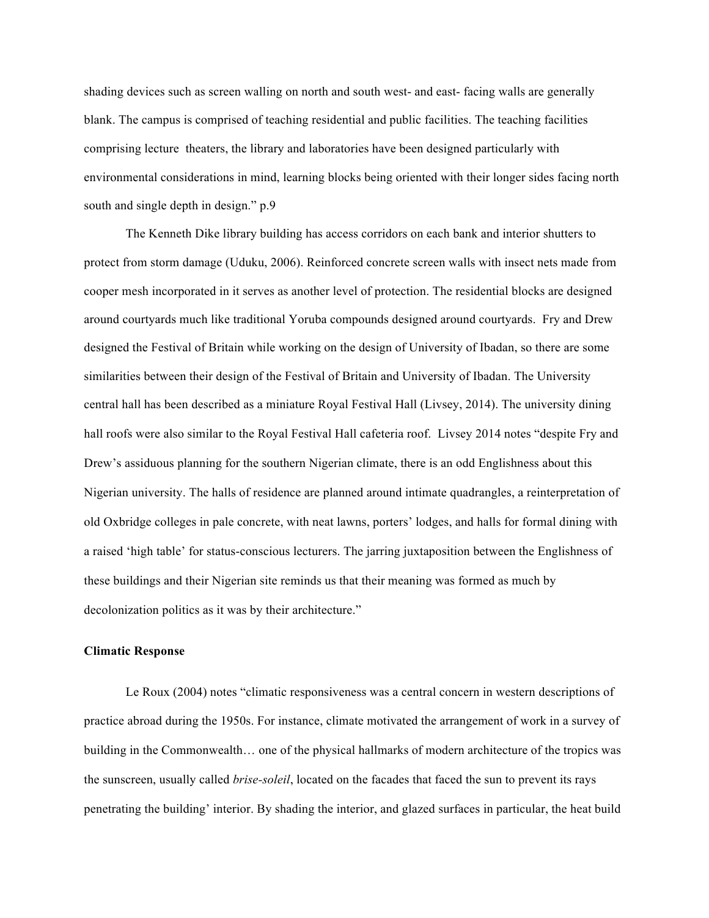shading devices such as screen walling on north and south west- and east- facing walls are generally blank. The campus is comprised of teaching residential and public facilities. The teaching facilities comprising lecture theaters, the library and laboratories have been designed particularly with environmental considerations in mind, learning blocks being oriented with their longer sides facing north south and single depth in design." p.9

The Kenneth Dike library building has access corridors on each bank and interior shutters to protect from storm damage (Uduku, 2006). Reinforced concrete screen walls with insect nets made from cooper mesh incorporated in it serves as another level of protection. The residential blocks are designed around courtyards much like traditional Yoruba compounds designed around courtyards. Fry and Drew designed the Festival of Britain while working on the design of University of Ibadan, so there are some similarities between their design of the Festival of Britain and University of Ibadan. The University central hall has been described as a miniature Royal Festival Hall (Livsey, 2014). The university dining hall roofs were also similar to the Royal Festival Hall cafeteria roof. Livsey 2014 notes "despite Fry and Drew's assiduous planning for the southern Nigerian climate, there is an odd Englishness about this Nigerian university. The halls of residence are planned around intimate quadrangles, a reinterpretation of old Oxbridge colleges in pale concrete, with neat lawns, porters' lodges, and halls for formal dining with a raised 'high table' for status-conscious lecturers. The jarring juxtaposition between the Englishness of these buildings and their Nigerian site reminds us that their meaning was formed as much by decolonization politics as it was by their architecture."

**Climatic Response**

Le Roux (2004) notes "climatic responsiveness was a central concern in western descriptions of practice abroad during the 1950s. For instance, climate motivated the arrangement of work in a survey of building in the Commonwealth… one of the physical hallmarks of modern architecture of the tropics was the sunscreen, usually called *brise-soleil*, located on the facades that faced the sun to prevent its rays penetrating the building' interior. By shading the interior, and glazed surfaces in particular, the heat build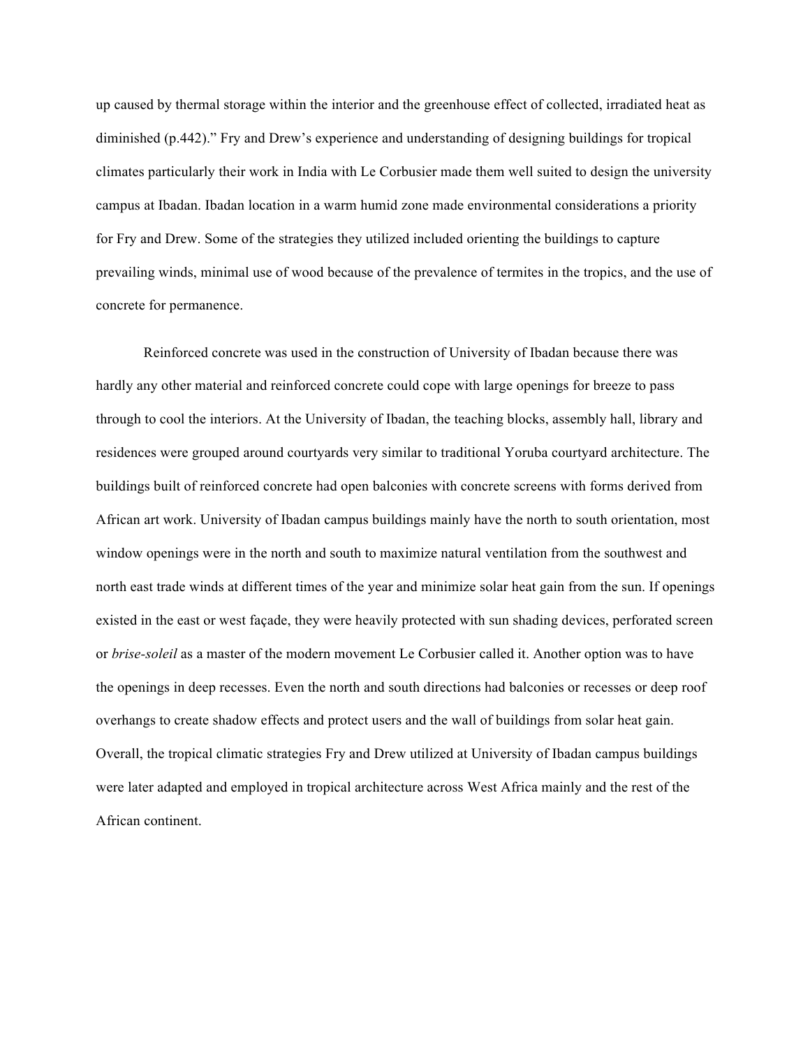up caused by thermal storage within the interior and the greenhouse effect of collected, irradiated heat as diminished (p.442).” Fry and Drew’s experience and understanding of designing buildings for tropical climates particularly their work in India with Le Corbusier made them well suited to design the university campus at Ibadan. Ibadan location in a warm humid zone made environmental considerations a priority for Fry and Drew. Some of the strategies they utilized included orienting the buildings to capture prevailing winds, minimal use of wood because of the prevalence of termites in the tropics, and the use of concrete for permanence.

Reinforced concrete was used in the construction of University of Ibadan because there was hardly any other material and reinforced concrete could cope with large openings for breeze to pass through to cool the interiors. At the University of Ibadan, the teaching blocks, assembly hall, library and residences were grouped around courtyards very similar to traditional Yoruba courtyard architecture. The buildings built of reinforced concrete had open balconies with concrete screens with forms derived from African art work. University of Ibadan campus buildings mainly have the north to south orientation, most window openings were in the north and south to maximize natural ventilation from the southwest and north east trade winds at different times of the year and minimize solar heat gain from the sun. If openings existed in the east or west façade, they were heavily protected with sun shading devices, perforated screen or *brise-soleil* as a master of the modern movement Le Corbusier called it. Another option was to have the openings in deep recesses. Even the north and south directions had balconies or recesses or deep roof overhangs to create shadow effects and protect users and the wall of buildings from solar heat gain. Overall, the tropical climatic strategies Fry and Drew utilized at University of Ibadan campus buildings were later adapted and employed in tropical architecture across West Africa mainly and the rest of the African continent.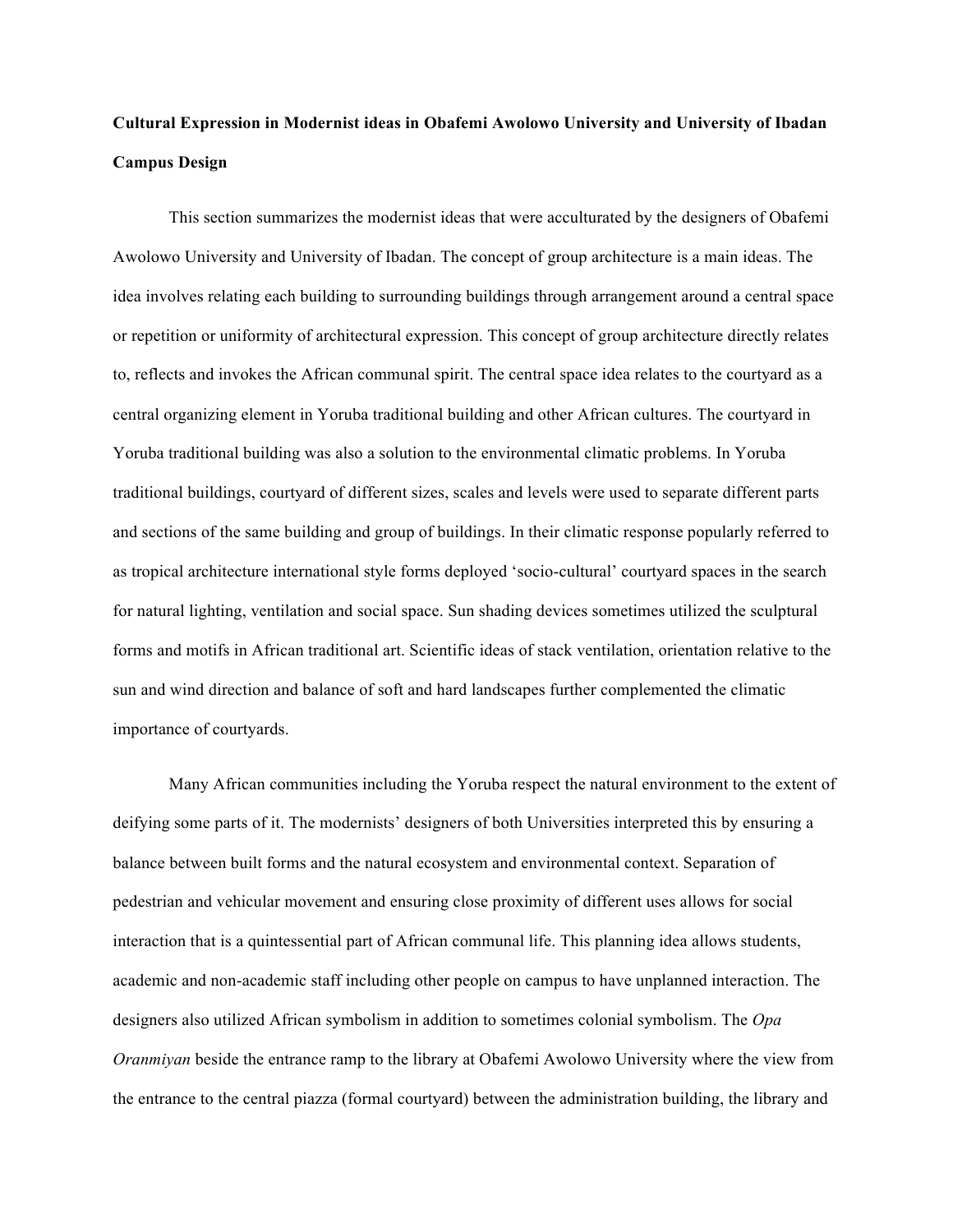**Cultural Expression in Modernist ideas in Obafemi Awolowo University and University of Ibadan Campus Design**

This section summarizes the modernist ideas that were acculturated by the designers of Obafemi Awolowo University and University of Ibadan. The concept of group architecture is a main ideas. The idea involves relating each building to surrounding buildings through arrangement around a central space or repetition or uniformity of architectural expression. This concept of group architecture directly relates to, reflects and invokes the African communal spirit. The central space idea relates to the courtyard as a central organizing element in Yoruba traditional building and other African cultures. The courtyard in Yoruba traditional building was also a solution to the environmental climatic problems. In Yoruba traditional buildings, courtyard of different sizes, scales and levels were used to separate different parts and sections of the same building and group of buildings. In their climatic response popularly referred to as tropical architecture international style forms deployed 'socio-cultural' courtyard spaces in the search for natural lighting, ventilation and social space. Sun shading devices sometimes utilized the sculptural forms and motifs in African traditional art. Scientific ideas of stack ventilation, orientation relative to the sun and wind direction and balance of soft and hard landscapes further complemented the climatic importance of courtyards.

Many African communities including the Yoruba respect the natural environment to the extent of deifying some parts of it. The modernists' designers of both Universities interpreted this by ensuring a balance between built forms and the natural ecosystem and environmental context. Separation of pedestrian and vehicular movement and ensuring close proximity of different uses allows for social interaction that is a quintessential part of African communal life. This planning idea allows students, academic and non-academic staff including other people on campus to have unplanned interaction. The designers also utilized African symbolism in addition to sometimes colonial symbolism. The *Opa Oranmiyan* beside the entrance ramp to the library at Obafemi Awolowo University where the view from the entrance to the central piazza (formal courtyard) between the administration building, the library and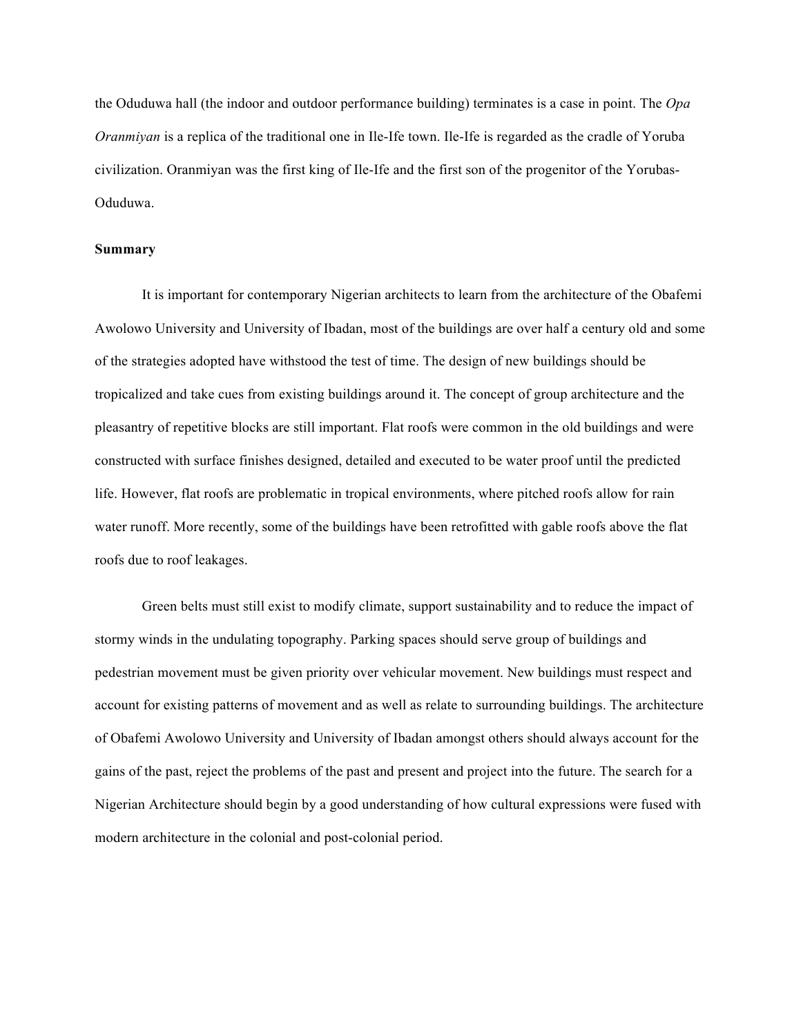the Oduduwa hall (the indoor and outdoor performance building) terminates is a case in point. The *Opa Oranmiyan* is a replica of the traditional one in Ile-Ife town. Ile-Ife is regarded as the cradle of Yoruba civilization. Oranmiyan was the first king of Ile-Ife and the first son of the progenitor of the Yorubas-Oduduwa.

**Summary**

It is important for contemporary Nigerian architects to learn from the architecture of the Obafemi Awolowo University and University of Ibadan, most of the buildings are over half a century old and some of the strategies adopted have withstood the test of time. The design of new buildings should be tropicalized and take cues from existing buildings around it. The concept of group architecture and the pleasantry of repetitive blocks are still important. Flat roofs were common in the old buildings and were constructed with surface finishes designed, detailed and executed to be water proof until the predicted life. However, flat roofs are problematic in tropical environments, where pitched roofs allow for rain water runoff. More recently, some of the buildings have been retrofitted with gable roofs above the flat roofs due to roof leakages.

Green belts must still exist to modify climate, support sustainability and to reduce the impact of stormy winds in the undulating topography. Parking spaces should serve group of buildings and pedestrian movement must be given priority over vehicular movement. New buildings must respect and account for existing patterns of movement and as well as relate to surrounding buildings. The architecture of Obafemi Awolowo University and University of Ibadan amongst others should always account for the gains of the past, reject the problems of the past and present and project into the future. The search for a Nigerian Architecture should begin by a good understanding of how cultural expressions were fused with modern architecture in the colonial and post-colonial period.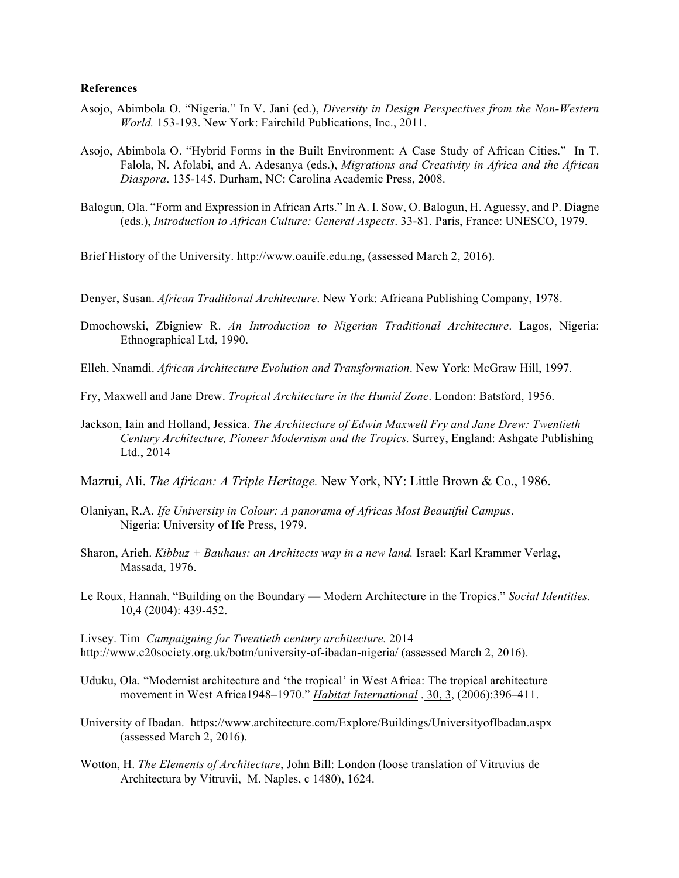**References**

Asojo, Abimbola O. "Nigeria." In V. Jani (ed.), *Diversity in Design Perspectives from the Non-Western World.* 153-193. New York: Fairchild Publications, Inc., 2011.

Asojo, Abimbola O. "Hybrid Forms in the Built Environment: A Case Study of African Cities." In T. Falola, N. Afolabi, and A. Adesanya (eds.), *Migrations and Creativity in Africa and the African Diaspora*. 135-145. Durham, NC: Carolina Academic Press, 2008.

Balogun, Ola. "Form and Expression in African Arts." In A. I. Sow, O. Balogun, H. Aguessy, and P. Diagne (eds.), *Introduction to African Culture: General Aspects*. 33-81. Paris, France: UNESCO, 1979.

Brief History of the University. http://www.oauife.edu.ng, (assessed March 2, 2016).

Denyer, Susan. *African Traditional Architecture*. New York: Africana Publishing Company, 1978.

Dmochowski, Zbigniew R. *An Introduction to Nigerian Traditional Architecture*. Lagos, Nigeria: Ethnographical Ltd, 1990.

Elleh, Nnamdi. *African Architecture Evolution and Transformation*. New York: McGraw Hill, 1997.

Fry, Maxwell and Jane Drew. *Tropical Architecture in the Humid Zone*. London: Batsford, 1956.

Jackson, Iain and Holland, Jessica. *The Architecture of Edwin Maxwell Fry and Jane Drew: Twentieth Century Architecture, Pioneer Modernism and the Tropics.* Surrey, England: Ashgate Publishing Ltd., 2014

Mazrui, Ali. *The African: A Triple Heritage.* New York, NY: Little Brown & Co., 1986.

Olaniyan, R.A. *Ife University in Colour: A panorama of Africas Most Beautiful Campus*. Nigeria: University of Ife Press, 1979.

Sharon, Arieh. *Kibbuz + Bauhaus: an Architects way in a new land.* Israel: Karl Krammer Verlag, Massada, 1976.

Le Roux, Hannah. "Building on the Boundary — Modern Architecture in the Tropics." *Social Identities.* 10,4 (2004): 439-452.

Livsey. Tim *Campaigning for Twentieth century architecture.* 2014 http://www.c20society.org.uk/botm/university-of-ibadan-nigeria/ (assessed March 2, 2016).

Uduku, Ola. "Modernist architecture and 'the tropical' in West Africa: The tropical architecture movement in West Africa1948–1970." *Habitat International* . 30, 3, (2006):396–411.

University of Ibadan. https://www.architecture.com/Explore/Buildings/UniversityofIbadan.aspx (assessed March 2, 2016).

Wotton, H. *The Elements of Architecture*, John Bill: London (loose translation of Vitruvius de Architectura by Vitruvii, M. Naples, c 1480), 1624.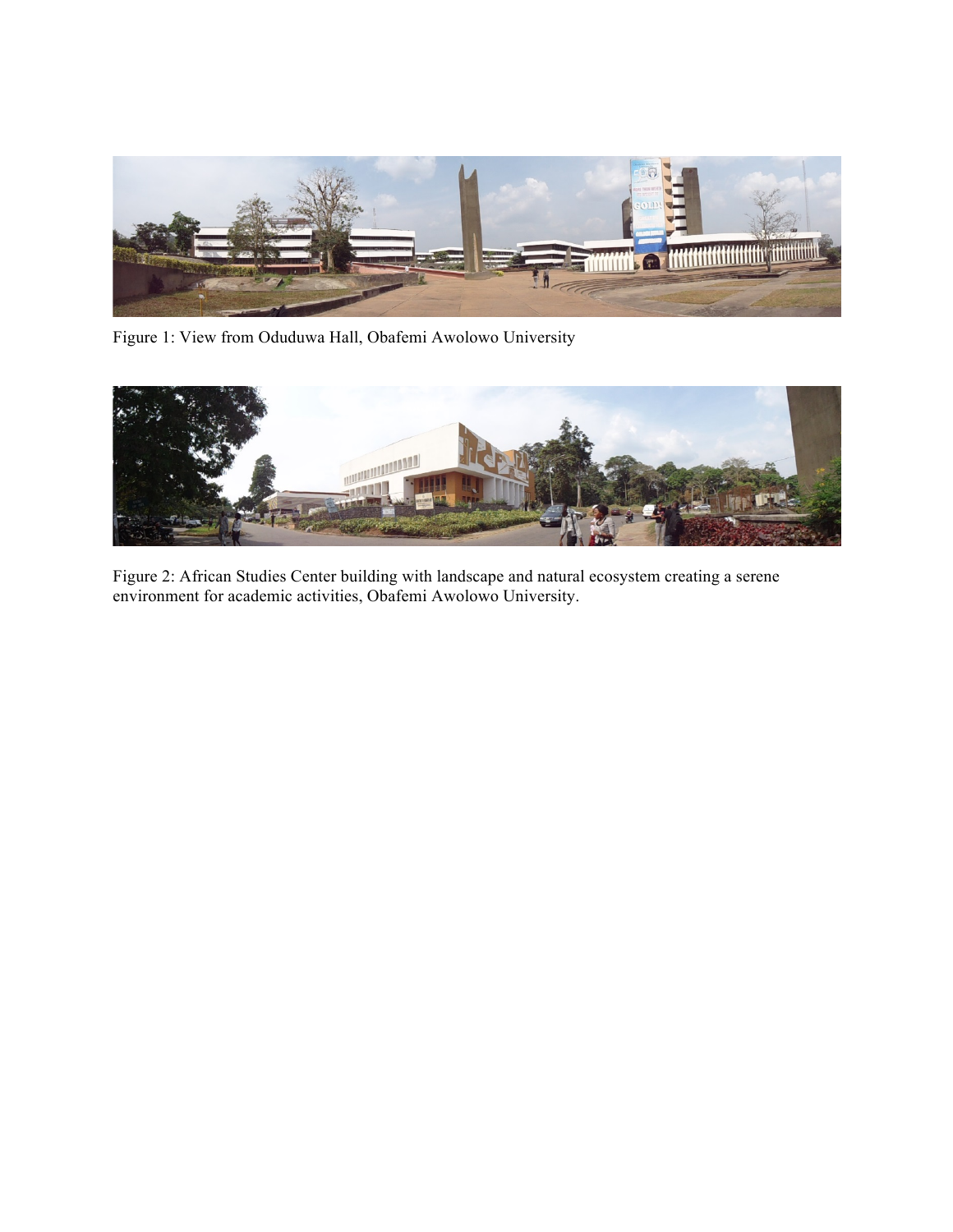Figure 1: View from Oduduwa Hall, Obafemi Awolowo University

Figure 2: African Studies Center building with landscape and natural ecosystem creating a serene environment for academic activities, Obafemi Awolowo University.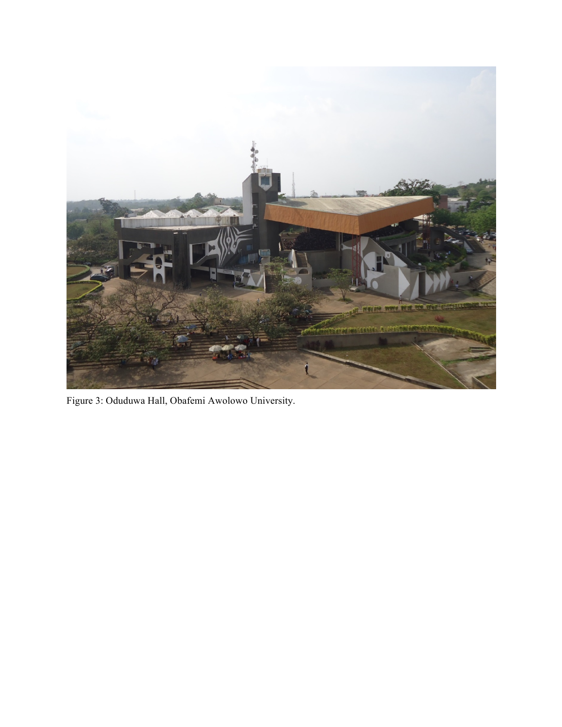Figure 3: Oduduwa Hall, Obafemi Awolowo University.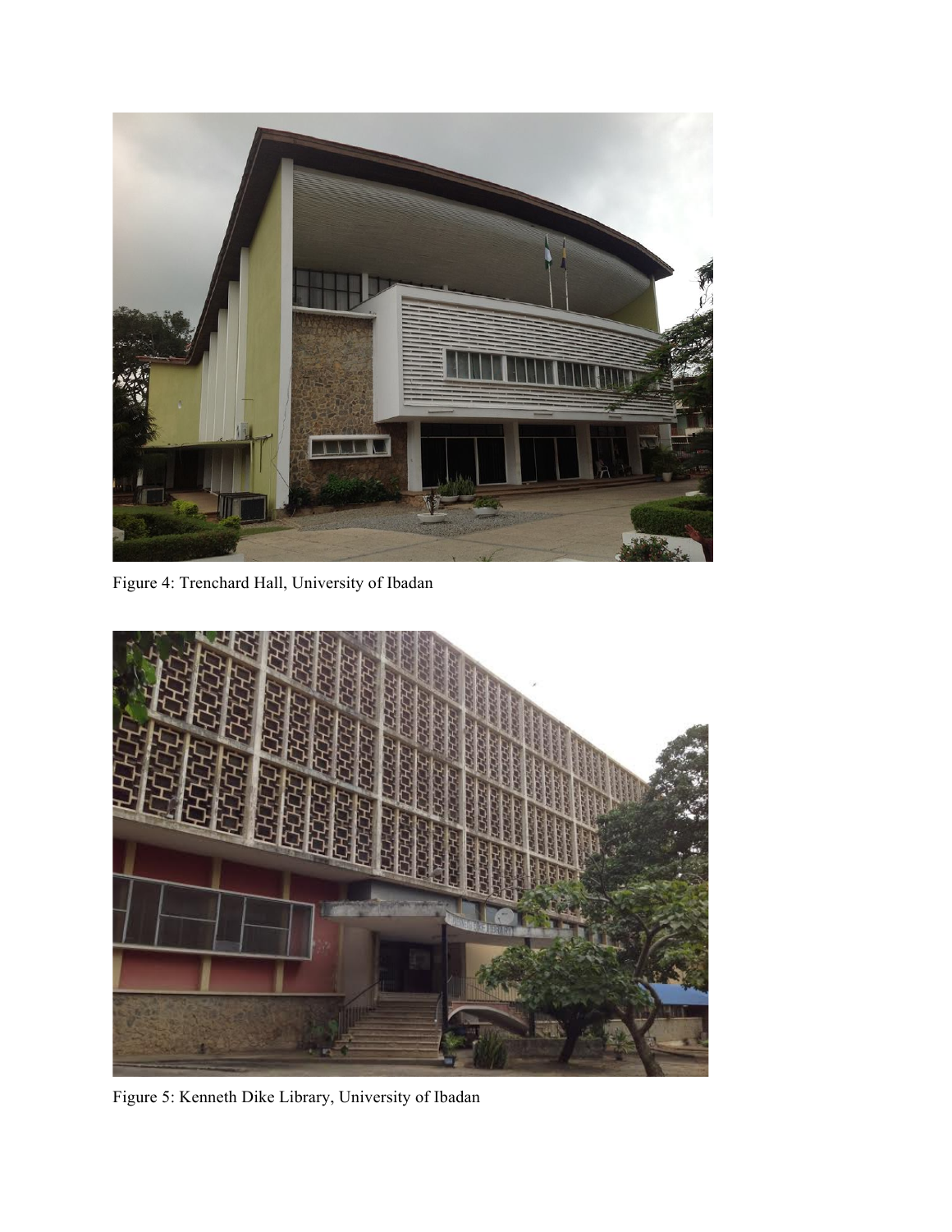Figure 4: Trenchard Hall, University of Ibadan

Figure 5: Kenneth Dike Library, University of Ibadan